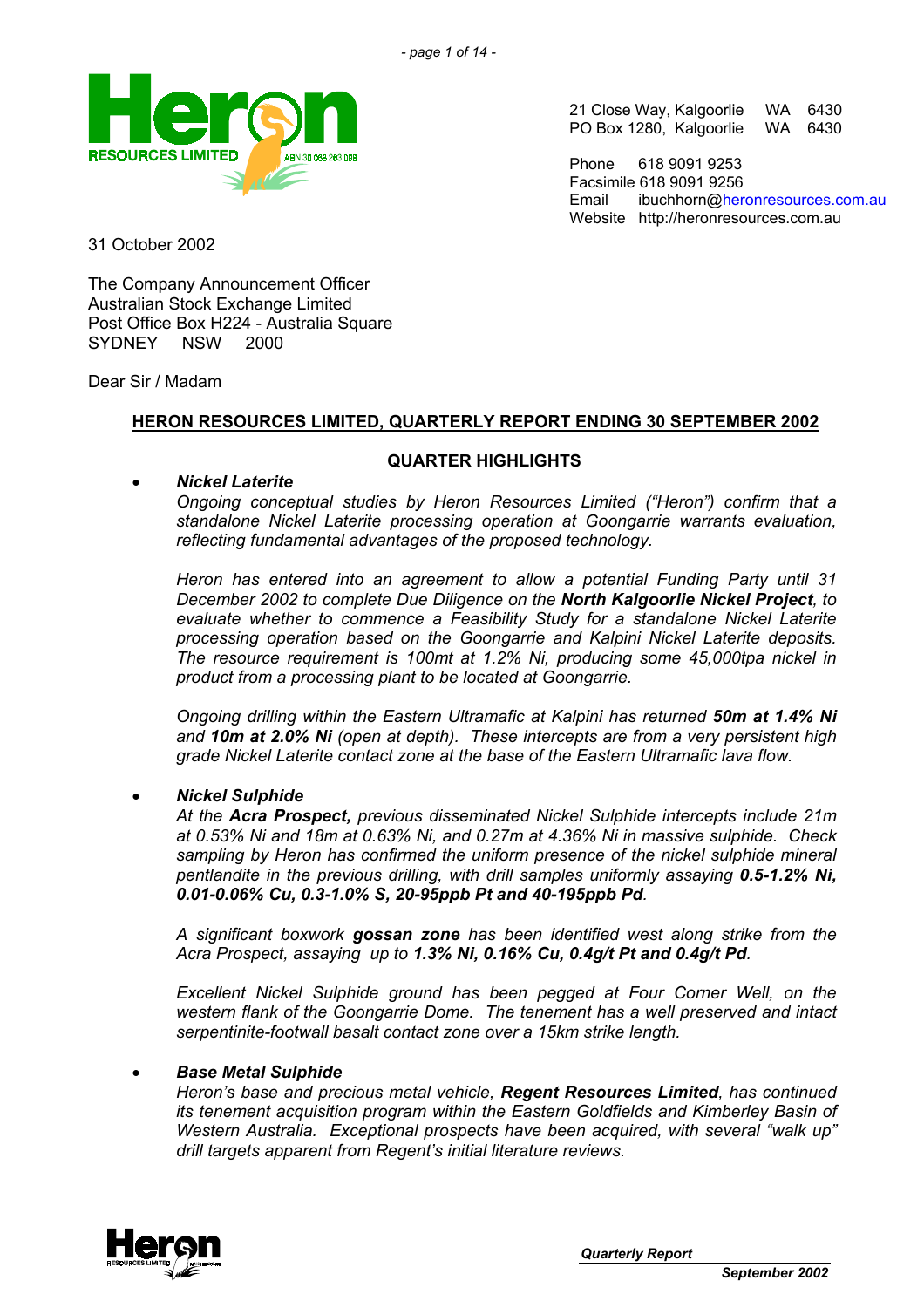21 Close Way, Kalgoorlie WA 6430
PO Box 1280, Kalgoorlie WA 6430

Phone 618 9091 9253
Facsimile 618 9091 9256
Email ibuchhorn@heronresources.com.au
Website http://heronresources.com.au

31 October 2002

The Company Announcement Officer
Australian Stock Exchange Limited
Post Office Box H224 - Australia Square
SYDNEY NSW 2000

Dear Sir / Madam

## HERON RESOURCES LIMITED, QUARTERLY REPORT ENDING 30 SEPTEMBER 2002

### QUARTER HIGHLIGHTS

- ***Nickel Laterite***

  *Ongoing conceptual studies by Heron Resources Limited ("Heron") confirm that a standalone Nickel Laterite processing operation at Goongarrie warrants evaluation, reflecting fundamental advantages of the proposed technology.*

  *Heron has entered into an agreement to allow a potential Funding Party until 31 December 2002 to complete Due Diligence on the **North Kalgoorlie Nickel Project**, to evaluate whether to commence a Feasibility Study for a standalone Nickel Laterite processing operation based on the Goongarrie and Kalpini Nickel Laterite deposits. The resource requirement is 100mt at 1.2% Ni, producing some 45,000tpa nickel in product from a processing plant to be located at Goongarrie.*

  *Ongoing drilling within the Eastern Ultramafic at Kalpini has returned **50m at 1.4% Ni** and **10m at 2.0% Ni** (open at depth). These intercepts are from a very persistent high grade Nickel Laterite contact zone at the base of the Eastern Ultramafic lava flow.*

- ***Nickel Sulphide***

  *At the **Acra Prospect,** previous disseminated Nickel Sulphide intercepts include 21m at 0.53% Ni and 18m at 0.63% Ni, and 0.27m at 4.36% Ni in massive sulphide. Check sampling by Heron has confirmed the uniform presence of the nickel sulphide mineral pentlandite in the previous drilling, with drill samples uniformly assaying **0.5-1.2% Ni, 0.01-0.06% Cu, 0.3-1.0% S, 20-95ppb Pt and 40-195ppb Pd**.*

  *A significant boxwork **gossan zone** has been identified west along strike from the Acra Prospect, assaying up to **1.3% Ni, 0.16% Cu, 0.4g/t Pt and 0.4g/t Pd**.*

  *Excellent Nickel Sulphide ground has been pegged at Four Corner Well, on the western flank of the Goongarrie Dome. The tenement has a well preserved and intact serpentinite-footwall basalt contact zone over a 15km strike length.*

- ***Base Metal Sulphide***

  *Heron's base and precious metal vehicle, **Regent Resources Limited**, has continued its tenement acquisition program within the Eastern Goldfields and Kimberley Basin of Western Australia. Exceptional prospects have been acquired, with several "walk up" drill targets apparent from Regent's initial literature reviews.*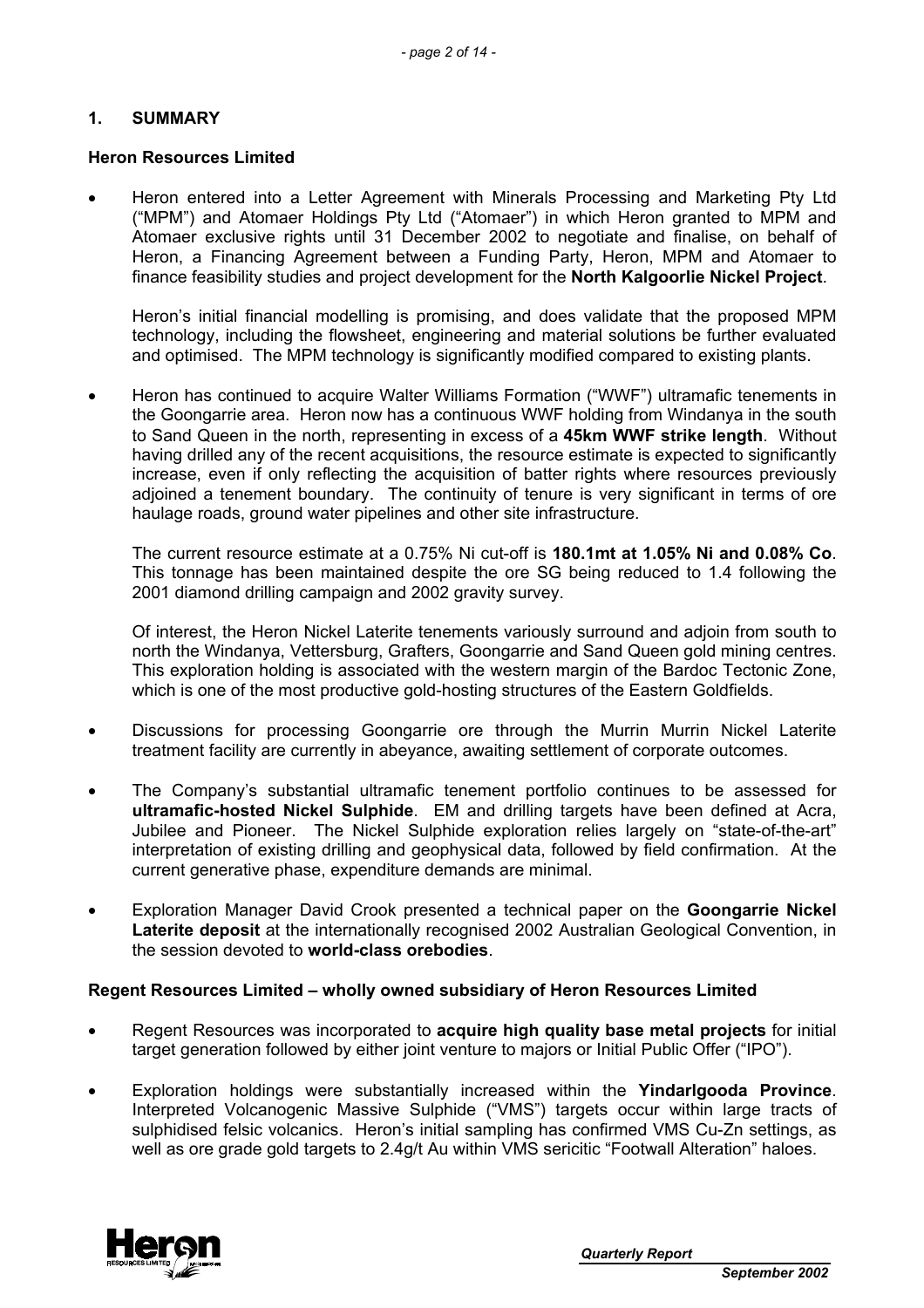## 1. SUMMARY

### Heron Resources Limited

- Heron entered into a Letter Agreement with Minerals Processing and Marketing Pty Ltd ("MPM") and Atomaer Holdings Pty Ltd ("Atomaer") in which Heron granted to MPM and Atomaer exclusive rights until 31 December 2002 to negotiate and finalise, on behalf of Heron, a Financing Agreement between a Funding Party, Heron, MPM and Atomaer to finance feasibility studies and project development for the **North Kalgoorlie Nickel Project**.

  Heron's initial financial modelling is promising, and does validate that the proposed MPM technology, including the flowsheet, engineering and material solutions be further evaluated and optimised. The MPM technology is significantly modified compared to existing plants.

- Heron has continued to acquire Walter Williams Formation ("WWF") ultramafic tenements in the Goongarrie area. Heron now has a continuous WWF holding from Windanya in the south to Sand Queen in the north, representing in excess of a **45km WWF strike length**. Without having drilled any of the recent acquisitions, the resource estimate is expected to significantly increase, even if only reflecting the acquisition of batter rights where resources previously adjoined a tenement boundary. The continuity of tenure is very significant in terms of ore haulage roads, ground water pipelines and other site infrastructure.

  The current resource estimate at a 0.75% Ni cut-off is **180.1mt at 1.05% Ni and 0.08% Co**. This tonnage has been maintained despite the ore SG being reduced to 1.4 following the 2001 diamond drilling campaign and 2002 gravity survey.

  Of interest, the Heron Nickel Laterite tenements variously surround and adjoin from south to north the Windanya, Vettersburg, Grafters, Goongarrie and Sand Queen gold mining centres. This exploration holding is associated with the western margin of the Bardoc Tectonic Zone, which is one of the most productive gold-hosting structures of the Eastern Goldfields.

- Discussions for processing Goongarrie ore through the Murrin Murrin Nickel Laterite treatment facility are currently in abeyance, awaiting settlement of corporate outcomes.

- The Company's substantial ultramafic tenement portfolio continues to be assessed for **ultramafic-hosted Nickel Sulphide**. EM and drilling targets have been defined at Acra, Jubilee and Pioneer. The Nickel Sulphide exploration relies largely on "state-of-the-art" interpretation of existing drilling and geophysical data, followed by field confirmation. At the current generative phase, expenditure demands are minimal.

- Exploration Manager David Crook presented a technical paper on the **Goongarrie Nickel Laterite deposit** at the internationally recognised 2002 Australian Geological Convention, in the session devoted to **world-class orebodies**.

### Regent Resources Limited – wholly owned subsidiary of Heron Resources Limited

- Regent Resources was incorporated to **acquire high quality base metal projects** for initial target generation followed by either joint venture to majors or Initial Public Offer ("IPO").

- Exploration holdings were substantially increased within the **Yindarlgooda Province**. Interpreted Volcanogenic Massive Sulphide ("VMS") targets occur within large tracts of sulphidised felsic volcanics. Heron's initial sampling has confirmed VMS Cu-Zn settings, as well as ore grade gold targets to 2.4g/t Au within VMS sericitic "Footwall Alteration" haloes.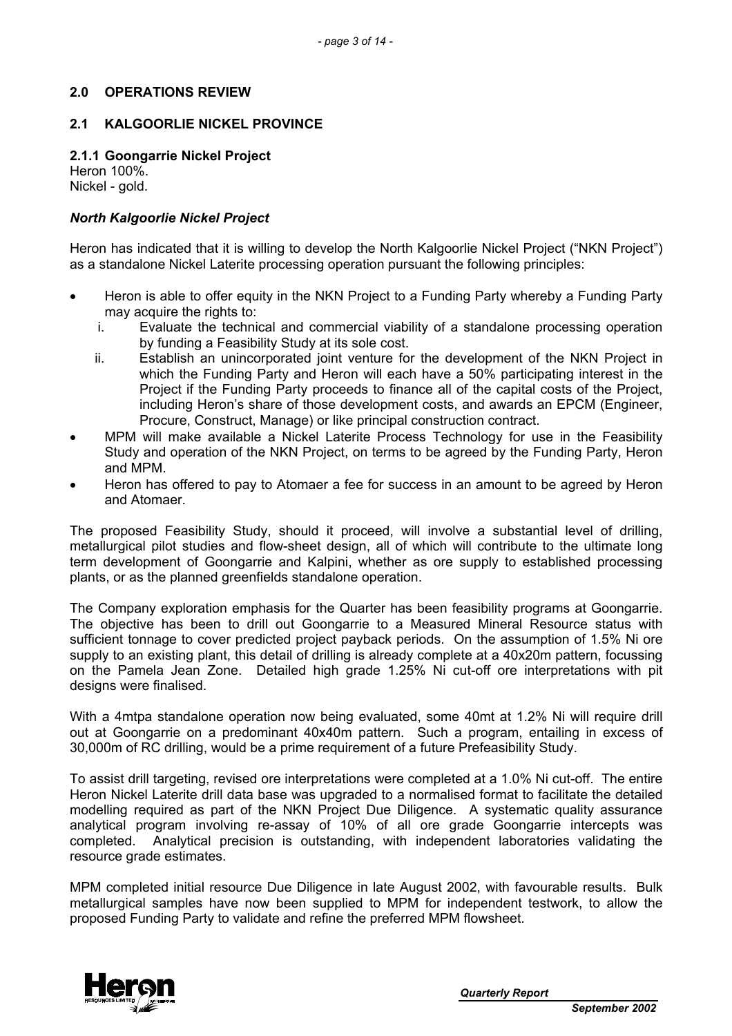## 2.0 OPERATIONS REVIEW

## 2.1 KALGOORLIE NICKEL PROVINCE

### 2.1.1 Goongarrie Nickel Project

Heron 100%.
Nickel - gold.

#### *North Kalgoorlie Nickel Project*

Heron has indicated that it is willing to develop the North Kalgoorlie Nickel Project ("NKN Project") as a standalone Nickel Laterite processing operation pursuant the following principles:

- Heron is able to offer equity in the NKN Project to a Funding Party whereby a Funding Party may acquire the rights to:
  1. Evaluate the technical and commercial viability of a standalone processing operation by funding a Feasibility Study at its sole cost.
  2. Establish an unincorporated joint venture for the development of the NKN Project in which the Funding Party and Heron will each have a 50% participating interest in the Project if the Funding Party proceeds to finance all of the capital costs of the Project, including Heron's share of those development costs, and awards an EPCM (Engineer, Procure, Construct, Manage) or like principal construction contract.
- MPM will make available a Nickel Laterite Process Technology for use in the Feasibility Study and operation of the NKN Project, on terms to be agreed by the Funding Party, Heron and MPM.
- Heron has offered to pay to Atomaer a fee for success in an amount to be agreed by Heron and Atomaer.

The proposed Feasibility Study, should it proceed, will involve a substantial level of drilling, metallurgical pilot studies and flow-sheet design, all of which will contribute to the ultimate long term development of Goongarrie and Kalpini, whether as ore supply to established processing plants, or as the planned greenfields standalone operation.

The Company exploration emphasis for the Quarter has been feasibility programs at Goongarrie. The objective has been to drill out Goongarrie to a Measured Mineral Resource status with sufficient tonnage to cover predicted project payback periods. On the assumption of 1.5% Ni ore supply to an existing plant, this detail of drilling is already complete at a 40x20m pattern, focussing on the Pamela Jean Zone. Detailed high grade 1.25% Ni cut-off ore interpretations with pit designs were finalised.

With a 4mtpa standalone operation now being evaluated, some 40mt at 1.2% Ni will require drill out at Goongarrie on a predominant 40x40m pattern. Such a program, entailing in excess of 30,000m of RC drilling, would be a prime requirement of a future Prefeasibility Study.

To assist drill targeting, revised ore interpretations were completed at a 1.0% Ni cut-off. The entire Heron Nickel Laterite drill data base was upgraded to a normalised format to facilitate the detailed modelling required as part of the NKN Project Due Diligence. A systematic quality assurance analytical program involving re-assay of 10% of all ore grade Goongarrie intercepts was completed. Analytical precision is outstanding, with independent laboratories validating the resource grade estimates.

MPM completed initial resource Due Diligence in late August 2002, with favourable results. Bulk metallurgical samples have now been supplied to MPM for independent testwork, to allow the proposed Funding Party to validate and refine the preferred MPM flowsheet.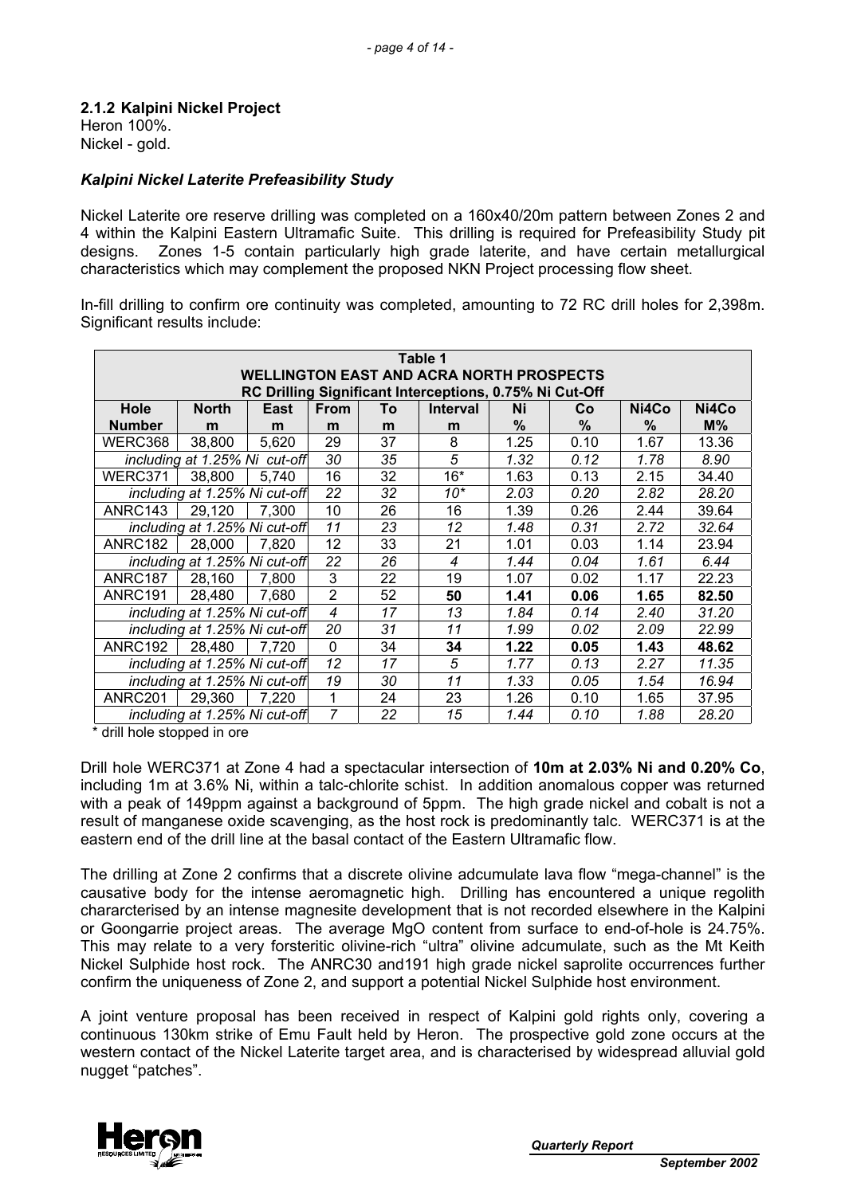### 2.1.2 Kalpini Nickel Project

Heron 100%.
Nickel - gold.

#### *Kalpini Nickel Laterite Prefeasibility Study*

Nickel Laterite ore reserve drilling was completed on a 160x40/20m pattern between Zones 2 and 4 within the Kalpini Eastern Ultramafic Suite. This drilling is required for Prefeasibility Study pit designs. Zones 1-5 contain particularly high grade laterite, and have certain metallurgical characteristics which may complement the proposed NKN Project processing flow sheet.

In-fill drilling to confirm ore continuity was completed, amounting to 72 RC drill holes for 2,398m. Significant results include:

**Table 1**
**WELLINGTON EAST AND ACRA NORTH PROSPECTS**
**RC Drilling Significant Interceptions, 0.75% Ni Cut-Off**

| Hole Number | North m | East m | From m | To m | Interval m | Ni % | Co % | Ni4Co % | Ni4Co M% |
|---|---|---|---|---|---|---|---|---|---|
| WERC368 | 38,800 | 5,620 | 29 | 37 | 8 | 1.25 | 0.10 | 1.67 | 13.36 |
| *including at 1.25% Ni cut-off* | | | *30* | *35* | *5* | *1.32* | *0.12* | *1.78* | *8.90* |
| WERC371 | 38,800 | 5,740 | 16 | 32 | 16* | 1.63 | 0.13 | 2.15 | 34.40 |
| *including at 1.25% Ni cut-off* | | | *22* | *32* | *10** | *2.03* | *0.20* | *2.82* | *28.20* |
| ANRC143 | 29,120 | 7,300 | 10 | 26 | 16 | 1.39 | 0.26 | 2.44 | 39.64 |
| *including at 1.25% Ni cut-off* | | | *11* | *23* | *12* | *1.48* | *0.31* | *2.72* | *32.64* |
| ANRC182 | 28,000 | 7,820 | 12 | 33 | 21 | 1.01 | 0.03 | 1.14 | 23.94 |
| *including at 1.25% Ni cut-off* | | | *22* | *26* | *4* | *1.44* | *0.04* | *1.61* | *6.44* |
| ANRC187 | 28,160 | 7,800 | 3 | 22 | 19 | 1.07 | 0.02 | 1.17 | 22.23 |
| ANRC191 | 28,480 | 7,680 | 2 | 52 | **50** | **1.41** | **0.06** | **1.65** | **82.50** |
| *including at 1.25% Ni cut-off* | | | *4* | *17* | *13* | *1.84* | *0.14* | *2.40* | *31.20* |
| *including at 1.25% Ni cut-off* | | | *20* | *31* | *11* | *1.99* | *0.02* | *2.09* | *22.99* |
| ANRC192 | 28,480 | 7,720 | 0 | 34 | **34** | **1.22** | **0.05** | **1.43** | **48.62** |
| *including at 1.25% Ni cut-off* | | | *12* | *17* | *5* | *1.77* | *0.13* | *2.27* | *11.35* |
| *including at 1.25% Ni cut-off* | | | *19* | *30* | *11* | *1.33* | *0.05* | *1.54* | *16.94* |
| ANRC201 | 29,360 | 7,220 | 1 | 24 | 23 | 1.26 | 0.10 | 1.65 | 37.95 |
| *including at 1.25% Ni cut-off* | | | *7* | *22* | *15* | *1.44* | *0.10* | *1.88* | *28.20* |

\* drill hole stopped in ore

Drill hole WERC371 at Zone 4 had a spectacular intersection of **10m at 2.03% Ni and 0.20% Co**, including 1m at 3.6% Ni, within a talc-chlorite schist. In addition anomalous copper was returned with a peak of 149ppm against a background of 5ppm. The high grade nickel and cobalt is not a result of manganese oxide scavenging, as the host rock is predominantly talc. WERC371 is at the eastern end of the drill line at the basal contact of the Eastern Ultramafic flow.

The drilling at Zone 2 confirms that a discrete olivine adcumulate lava flow "mega-channel" is the causative body for the intense aeromagnetic high. Drilling has encountered a unique regolith chararcterised by an intense magnesite development that is not recorded elsewhere in the Kalpini or Goongarrie project areas. The average MgO content from surface to end-of-hole is 24.75%. This may relate to a very forsteritic olivine-rich "ultra" olivine adcumulate, such as the Mt Keith Nickel Sulphide host rock. The ANRC30 and191 high grade nickel saprolite occurrences further confirm the uniqueness of Zone 2, and support a potential Nickel Sulphide host environment.

A joint venture proposal has been received in respect of Kalpini gold rights only, covering a continuous 130km strike of Emu Fault held by Heron. The prospective gold zone occurs at the western contact of the Nickel Laterite target area, and is characterised by widespread alluvial gold nugget "patches".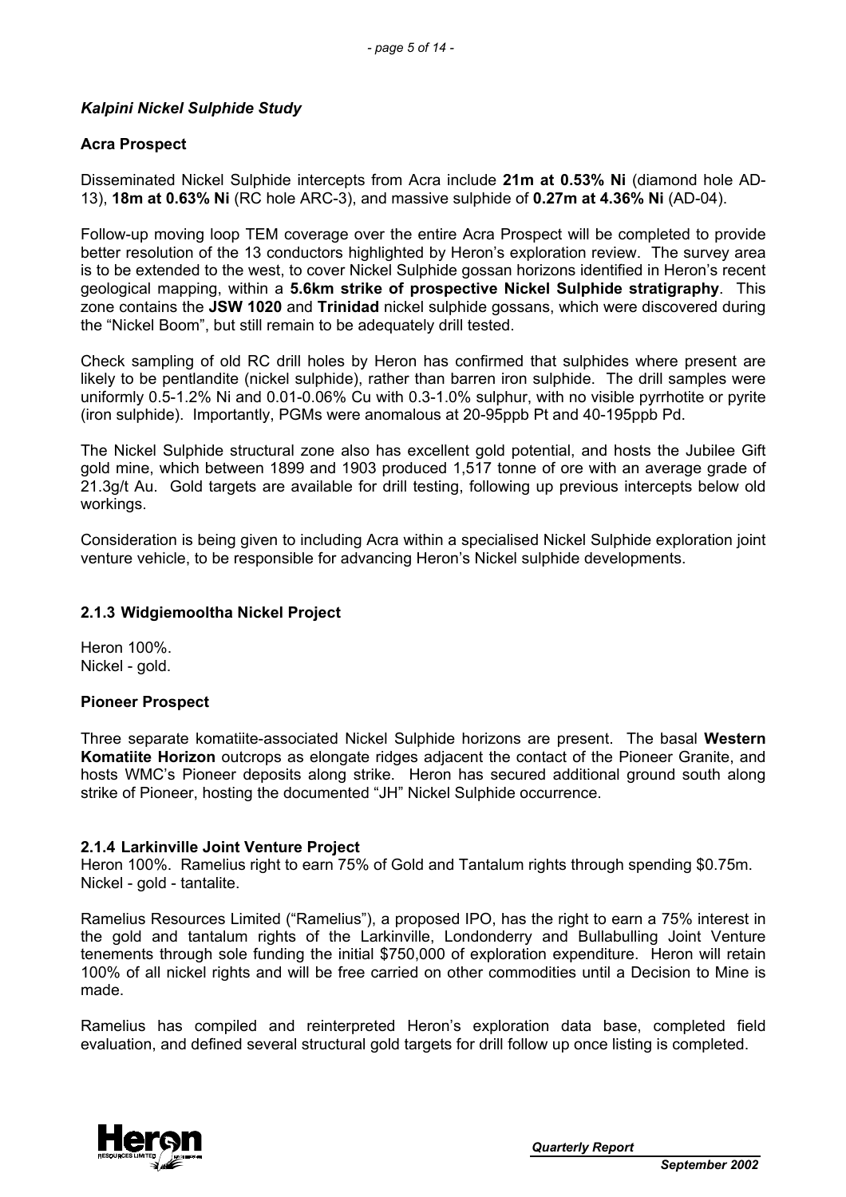### *Kalpini Nickel Sulphide Study*

**Acra Prospect**

Disseminated Nickel Sulphide intercepts from Acra include **21m at 0.53% Ni** (diamond hole AD-13), **18m at 0.63% Ni** (RC hole ARC-3), and massive sulphide of **0.27m at 4.36% Ni** (AD-04).

Follow-up moving loop TEM coverage over the entire Acra Prospect will be completed to provide better resolution of the 13 conductors highlighted by Heron's exploration review. The survey area is to be extended to the west, to cover Nickel Sulphide gossan horizons identified in Heron's recent geological mapping, within a **5.6km strike of prospective Nickel Sulphide stratigraphy**. This zone contains the **JSW 1020** and **Trinidad** nickel sulphide gossans, which were discovered during the "Nickel Boom", but still remain to be adequately drill tested.

Check sampling of old RC drill holes by Heron has confirmed that sulphides where present are likely to be pentlandite (nickel sulphide), rather than barren iron sulphide. The drill samples were uniformly 0.5-1.2% Ni and 0.01-0.06% Cu with 0.3-1.0% sulphur, with no visible pyrrhotite or pyrite (iron sulphide). Importantly, PGMs were anomalous at 20-95ppb Pt and 40-195ppb Pd.

The Nickel Sulphide structural zone also has excellent gold potential, and hosts the Jubilee Gift gold mine, which between 1899 and 1903 produced 1,517 tonne of ore with an average grade of 21.3g/t Au. Gold targets are available for drill testing, following up previous intercepts below old workings.

Consideration is being given to including Acra within a specialised Nickel Sulphide exploration joint venture vehicle, to be responsible for advancing Heron's Nickel sulphide developments.

### 2.1.3 Widgiemooltha Nickel Project

Heron 100%.
Nickel - gold.

**Pioneer Prospect**

Three separate komatiite-associated Nickel Sulphide horizons are present. The basal **Western Komatiite Horizon** outcrops as elongate ridges adjacent the contact of the Pioneer Granite, and hosts WMC's Pioneer deposits along strike. Heron has secured additional ground south along strike of Pioneer, hosting the documented "JH" Nickel Sulphide occurrence.

### 2.1.4 Larkinville Joint Venture Project

Heron 100%. Ramelius right to earn 75% of Gold and Tantalum rights through spending $0.75m.
Nickel - gold - tantalite.

Ramelius Resources Limited ("Ramelius"), a proposed IPO, has the right to earn a 75% interest in the gold and tantalum rights of the Larkinville, Londonderry and Bullabulling Joint Venture tenements through sole funding the initial $750,000 of exploration expenditure. Heron will retain 100% of all nickel rights and will be free carried on other commodities until a Decision to Mine is made.

Ramelius has compiled and reinterpreted Heron's exploration data base, completed field evaluation, and defined several structural gold targets for drill follow up once listing is completed.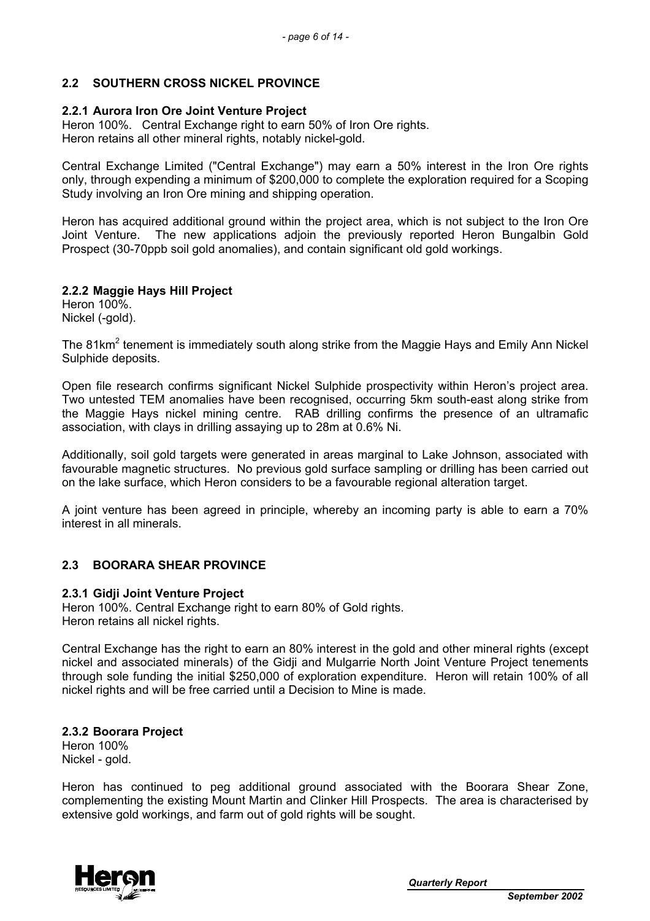## 2.2 SOUTHERN CROSS NICKEL PROVINCE

### 2.2.1 Aurora Iron Ore Joint Venture Project

Heron 100%. Central Exchange right to earn 50% of Iron Ore rights.
Heron retains all other mineral rights, notably nickel-gold.

Central Exchange Limited ("Central Exchange") may earn a 50% interest in the Iron Ore rights only, through expending a minimum of $200,000 to complete the exploration required for a Scoping Study involving an Iron Ore mining and shipping operation.

Heron has acquired additional ground within the project area, which is not subject to the Iron Ore Joint Venture. The new applications adjoin the previously reported Heron Bungalbin Gold Prospect (30-70ppb soil gold anomalies), and contain significant old gold workings.

### 2.2.2 Maggie Hays Hill Project

Heron 100%.
Nickel (-gold).

The 81km$^2$ tenement is immediately south along strike from the Maggie Hays and Emily Ann Nickel Sulphide deposits.

Open file research confirms significant Nickel Sulphide prospectivity within Heron's project area. Two untested TEM anomalies have been recognised, occurring 5km south-east along strike from the Maggie Hays nickel mining centre. RAB drilling confirms the presence of an ultramafic association, with clays in drilling assaying up to 28m at 0.6% Ni.

Additionally, soil gold targets were generated in areas marginal to Lake Johnson, associated with favourable magnetic structures. No previous gold surface sampling or drilling has been carried out on the lake surface, which Heron considers to be a favourable regional alteration target.

A joint venture has been agreed in principle, whereby an incoming party is able to earn a 70% interest in all minerals.

## 2.3 BOORARA SHEAR PROVINCE

### 2.3.1 Gidji Joint Venture Project

Heron 100%. Central Exchange right to earn 80% of Gold rights.
Heron retains all nickel rights.

Central Exchange has the right to earn an 80% interest in the gold and other mineral rights (except nickel and associated minerals) of the Gidji and Mulgarrie North Joint Venture Project tenements through sole funding the initial $250,000 of exploration expenditure. Heron will retain 100% of all nickel rights and will be free carried until a Decision to Mine is made.

### 2.3.2 Boorara Project

Heron 100%
Nickel - gold.

Heron has continued to peg additional ground associated with the Boorara Shear Zone, complementing the existing Mount Martin and Clinker Hill Prospects. The area is characterised by extensive gold workings, and farm out of gold rights will be sought.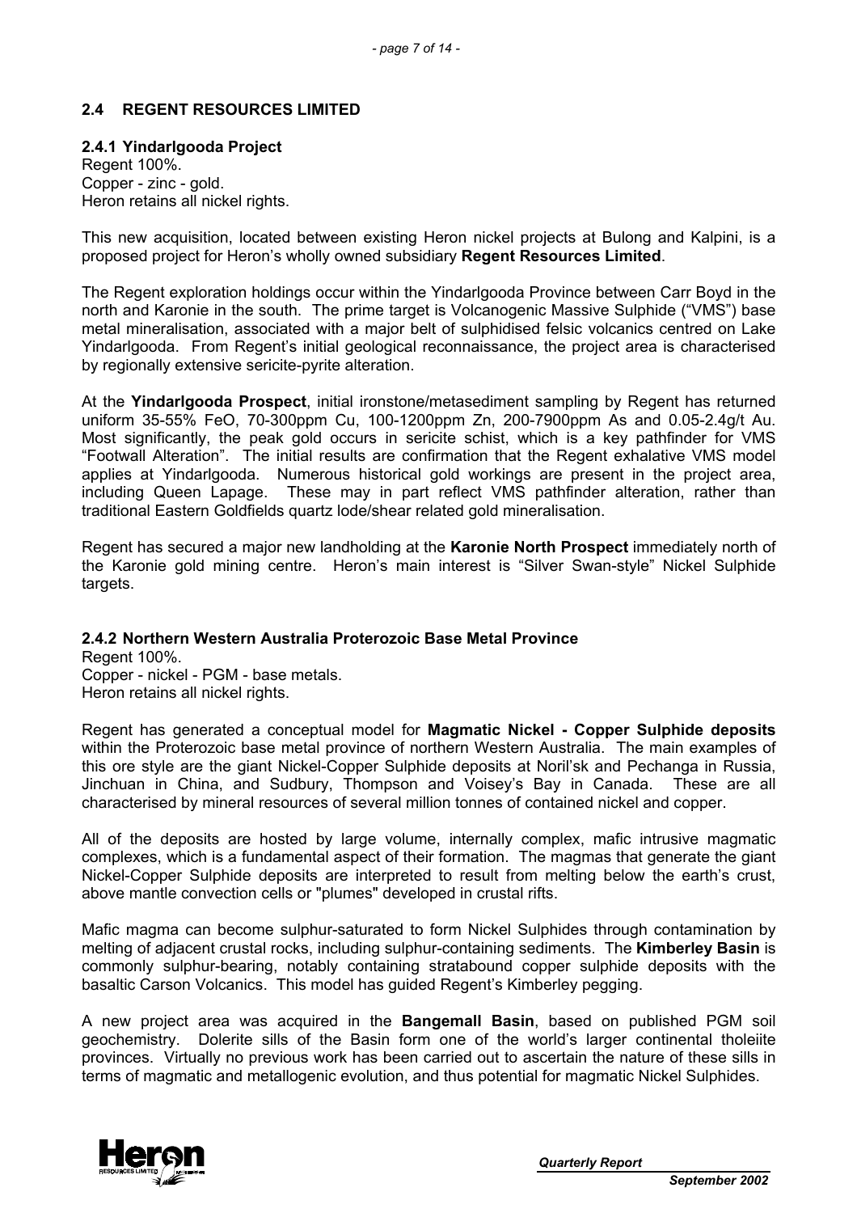## 2.4 REGENT RESOURCES LIMITED

### 2.4.1 Yindarlgooda Project

Regent 100%.
Copper - zinc - gold.
Heron retains all nickel rights.

This new acquisition, located between existing Heron nickel projects at Bulong and Kalpini, is a proposed project for Heron's wholly owned subsidiary **Regent Resources Limited**.

The Regent exploration holdings occur within the Yindarlgooda Province between Carr Boyd in the north and Karonie in the south. The prime target is Volcanogenic Massive Sulphide ("VMS") base metal mineralisation, associated with a major belt of sulphidised felsic volcanics centred on Lake Yindarlgooda. From Regent's initial geological reconnaissance, the project area is characterised by regionally extensive sericite-pyrite alteration.

At the **Yindarlgooda Prospect**, initial ironstone/metasediment sampling by Regent has returned uniform 35-55% FeO, 70-300ppm Cu, 100-1200ppm Zn, 200-7900ppm As and 0.05-2.4g/t Au. Most significantly, the peak gold occurs in sericite schist, which is a key pathfinder for VMS "Footwall Alteration". The initial results are confirmation that the Regent exhalative VMS model applies at Yindarlgooda. Numerous historical gold workings are present in the project area, including Queen Lapage. These may in part reflect VMS pathfinder alteration, rather than traditional Eastern Goldfields quartz lode/shear related gold mineralisation.

Regent has secured a major new landholding at the **Karonie North Prospect** immediately north of the Karonie gold mining centre. Heron's main interest is "Silver Swan-style" Nickel Sulphide targets.

### 2.4.2 Northern Western Australia Proterozoic Base Metal Province

Regent 100%.
Copper - nickel - PGM - base metals.
Heron retains all nickel rights.

Regent has generated a conceptual model for **Magmatic Nickel - Copper Sulphide deposits** within the Proterozoic base metal province of northern Western Australia. The main examples of this ore style are the giant Nickel-Copper Sulphide deposits at Noril'sk and Pechanga in Russia, Jinchuan in China, and Sudbury, Thompson and Voisey's Bay in Canada. These are all characterised by mineral resources of several million tonnes of contained nickel and copper.

All of the deposits are hosted by large volume, internally complex, mafic intrusive magmatic complexes, which is a fundamental aspect of their formation. The magmas that generate the giant Nickel-Copper Sulphide deposits are interpreted to result from melting below the earth's crust, above mantle convection cells or "plumes" developed in crustal rifts.

Mafic magma can become sulphur-saturated to form Nickel Sulphides through contamination by melting of adjacent crustal rocks, including sulphur-containing sediments. The **Kimberley Basin** is commonly sulphur-bearing, notably containing stratabound copper sulphide deposits with the basaltic Carson Volcanics. This model has guided Regent's Kimberley pegging.

A new project area was acquired in the **Bangemall Basin**, based on published PGM soil geochemistry. Dolerite sills of the Basin form one of the world's larger continental tholeiite provinces. Virtually no previous work has been carried out to ascertain the nature of these sills in terms of magmatic and metallogenic evolution, and thus potential for magmatic Nickel Sulphides.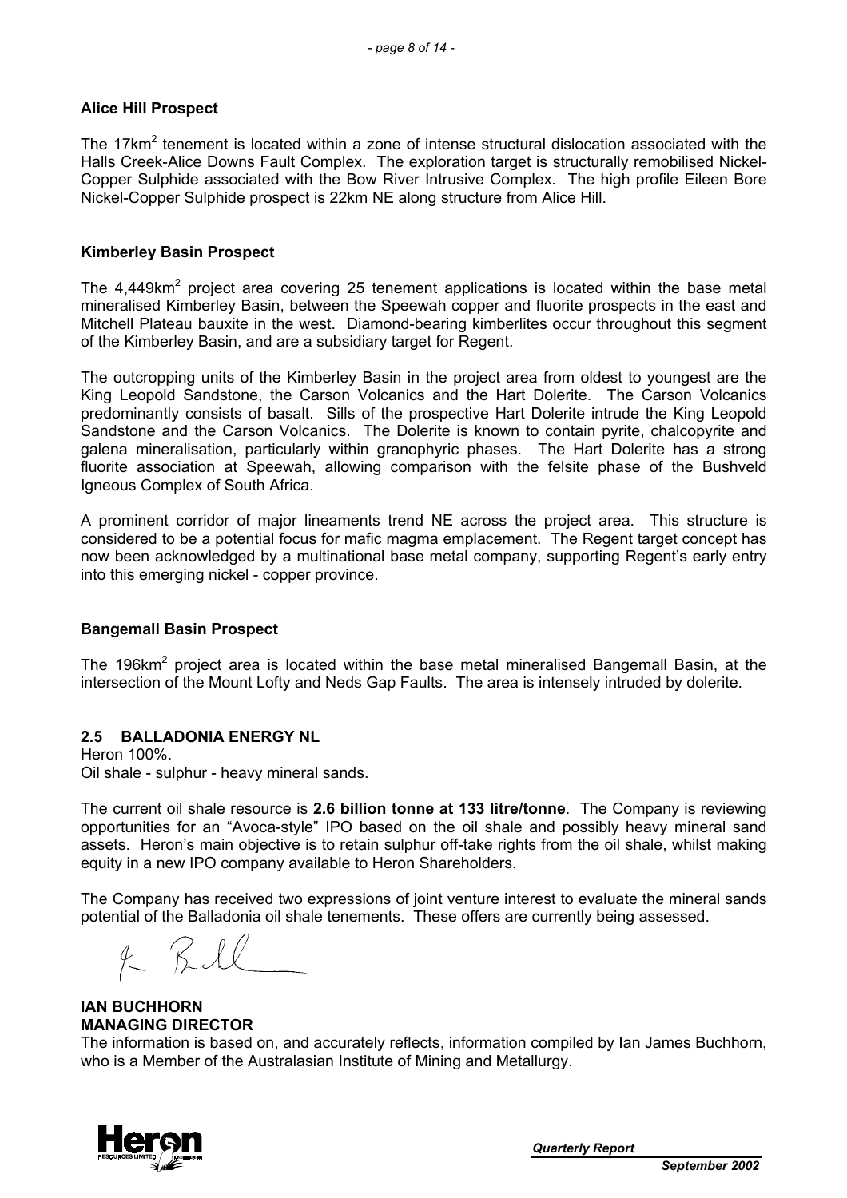### Alice Hill Prospect

The 17km$^2$ tenement is located within a zone of intense structural dislocation associated with the Halls Creek-Alice Downs Fault Complex. The exploration target is structurally remobilised Nickel-Copper Sulphide associated with the Bow River Intrusive Complex. The high profile Eileen Bore Nickel-Copper Sulphide prospect is 22km NE along structure from Alice Hill.

### Kimberley Basin Prospect

The 4,449km$^2$ project area covering 25 tenement applications is located within the base metal mineralised Kimberley Basin, between the Speewah copper and fluorite prospects in the east and Mitchell Plateau bauxite in the west. Diamond-bearing kimberlites occur throughout this segment of the Kimberley Basin, and are a subsidiary target for Regent.

The outcropping units of the Kimberley Basin in the project area from oldest to youngest are the King Leopold Sandstone, the Carson Volcanics and the Hart Dolerite. The Carson Volcanics predominantly consists of basalt. Sills of the prospective Hart Dolerite intrude the King Leopold Sandstone and the Carson Volcanics. The Dolerite is known to contain pyrite, chalcopyrite and galena mineralisation, particularly within granophyric phases. The Hart Dolerite has a strong fluorite association at Speewah, allowing comparison with the felsite phase of the Bushveld Igneous Complex of South Africa.

A prominent corridor of major lineaments trend NE across the project area. This structure is considered to be a potential focus for mafic magma emplacement. The Regent target concept has now been acknowledged by a multinational base metal company, supporting Regent's early entry into this emerging nickel - copper province.

### Bangemall Basin Prospect

The 196km$^2$ project area is located within the base metal mineralised Bangemall Basin, at the intersection of the Mount Lofty and Neds Gap Faults. The area is intensely intruded by dolerite.

## 2.5 BALLADONIA ENERGY NL

Heron 100%.
Oil shale - sulphur - heavy mineral sands.

The current oil shale resource is **2.6 billion tonne at 133 litre/tonne**. The Company is reviewing opportunities for an "Avoca-style" IPO based on the oil shale and possibly heavy mineral sand assets. Heron's main objective is to retain sulphur off-take rights from the oil shale, whilst making equity in a new IPO company available to Heron Shareholders.

The Company has received two expressions of joint venture interest to evaluate the mineral sands potential of the Balladonia oil shale tenements. These offers are currently being assessed.

**IAN BUCHHORN**
**MANAGING DIRECTOR**

The information is based on, and accurately reflects, information compiled by Ian James Buchhorn, who is a Member of the Australasian Institute of Mining and Metallurgy.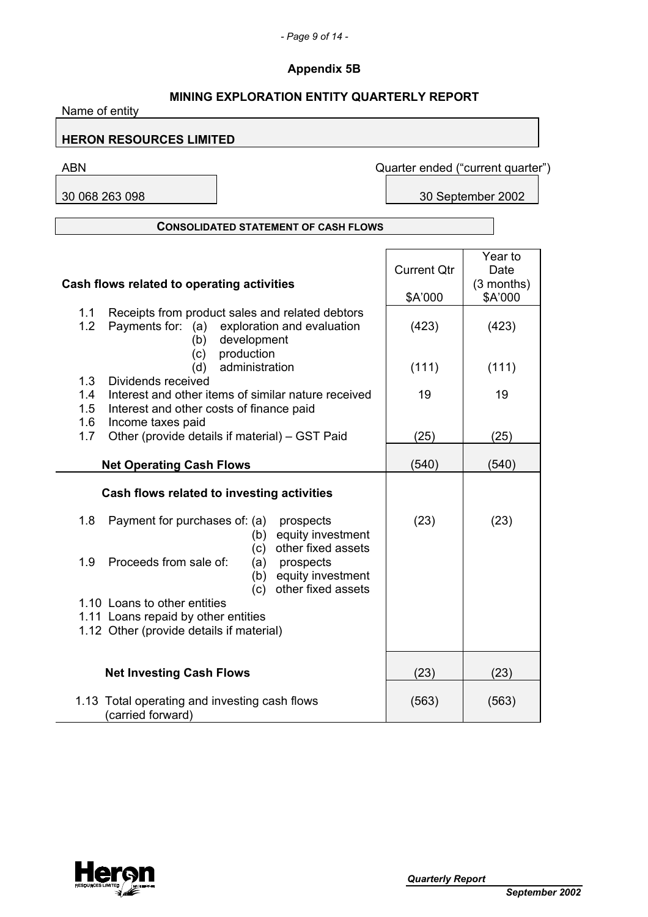# Appendix 5B

## MINING EXPLORATION ENTITY QUARTERLY REPORT

Name of entity

**HERON RESOURCES LIMITED**

| ABN | Quarter ended ("current quarter") |
|---|---|
| 30 068 263 098 | 30 September 2002 |

**CONSOLIDATED STATEMENT OF CASH FLOWS**

| Cash flows related to operating activities | | Current Qtr $A'000 | Year to Date (3 months) $A'000 |
|---|---|---|---|
| 1.1 | Receipts from product sales and related debtors | | |
| 1.2 | Payments for: (a) exploration and evaluation | (423) | (423) |
| | (b) development | | |
| | (c) production | | |
| | (d) administration | (111) | (111) |
| 1.3 | Dividends received | | |
| 1.4 | Interest and other items of similar nature received | 19 | 19 |
| 1.5 | Interest and other costs of finance paid | | |
| 1.6 | Income taxes paid | | |
| 1.7 | Other (provide details if material) – GST Paid | (25) | (25) |
| | **Net Operating Cash Flows** | (540) | (540) |
| | **Cash flows related to investing activities** | | |
| 1.8 | Payment for purchases of: (a) prospects | (23) | (23) |
| | (b) equity investment | | |
| | (c) other fixed assets | | |
| 1.9 | Proceeds from sale of: (a) prospects | | |
| | (b) equity investment | | |
| | (c) other fixed assets | | |
| 1.10 | Loans to other entities | | |
| 1.11 | Loans repaid by other entities | | |
| 1.12 | Other (provide details if material) | | |
| | **Net Investing Cash Flows** | (23) | (23) |
| 1.13 | Total operating and investing cash flows (carried forward) | (563) | (563) |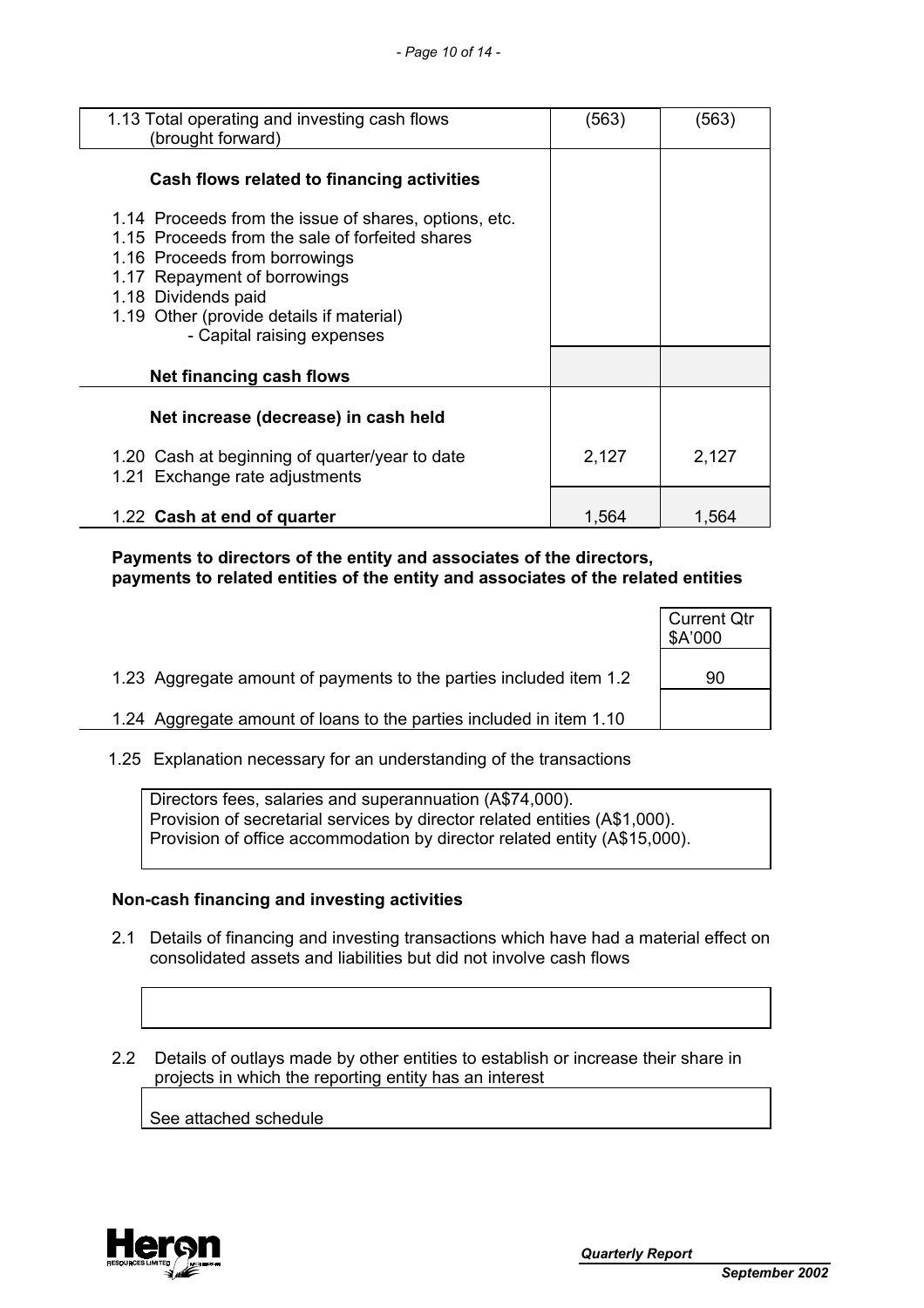| | | |
|---|---|---|
| 1.13 Total operating and investing cash flows (brought forward) | (563) | (563) |
| **Cash flows related to financing activities** | | |
| 1.14 Proceeds from the issue of shares, options, etc. | | |
| 1.15 Proceeds from the sale of forfeited shares | | |
| 1.16 Proceeds from borrowings | | |
| 1.17 Repayment of borrowings | | |
| 1.18 Dividends paid | | |
| 1.19 Other (provide details if material) - Capital raising expenses | | |
| **Net financing cash flows** | | |
| **Net increase (decrease) in cash held** | | |
| 1.20 Cash at beginning of quarter/year to date | 2,127 | 2,127 |
| 1.21 Exchange rate adjustments | | |
| 1.22 **Cash at end of quarter** | 1,564 | 1,564 |

**Payments to directors of the entity and associates of the directors, payments to related entities of the entity and associates of the related entities**

| | Current Qtr $A'000 |
|---|---|
| 1.23 Aggregate amount of payments to the parties included item 1.2 | 90 |
| 1.24 Aggregate amount of loans to the parties included in item 1.10 | |

1.25 Explanation necessary for an understanding of the transactions

Directors fees, salaries and superannuation (A$74,000).
Provision of secretarial services by director related entities (A$1,000).
Provision of office accommodation by director related entity (A$15,000).

**Non-cash financing and investing activities**

2.1 Details of financing and investing transactions which have had a material effect on consolidated assets and liabilities but did not involve cash flows

2.2 Details of outlays made by other entities to establish or increase their share in projects in which the reporting entity has an interest

See attached schedule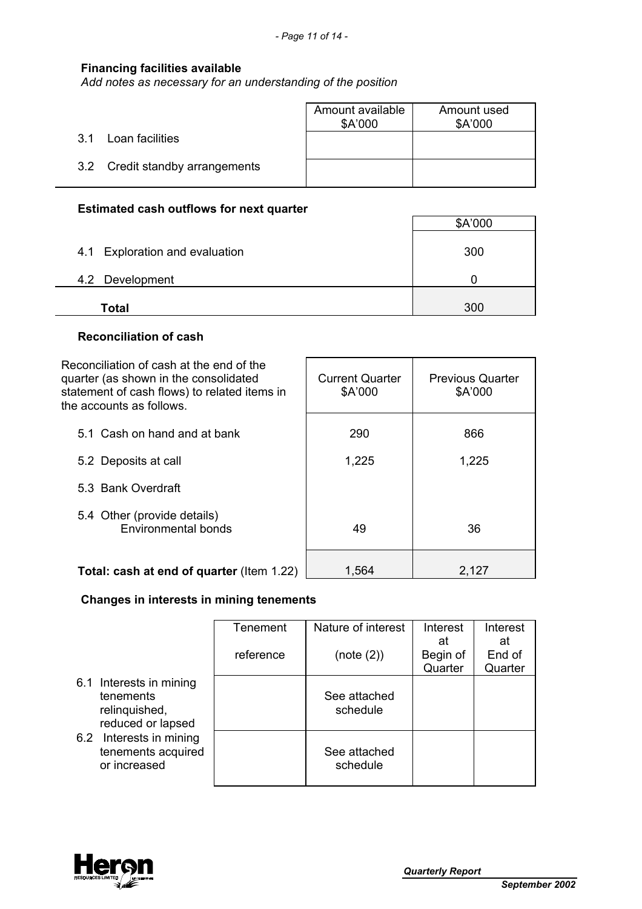**Financing facilities available**
*Add notes as necessary for an understanding of the position*

| | Amount available $A'000 | Amount used $A'000 |
|---|---|---|
| 3.1 Loan facilities | | |
| 3.2 Credit standby arrangements | | |

**Estimated cash outflows for next quarter**

| | $A'000 |
|---|---|
| 4.1 Exploration and evaluation | 300 |
| 4.2 Development | 0 |
| **Total** | 300 |

**Reconciliation of cash**

| Reconciliation of cash at the end of the quarter (as shown in the consolidated statement of cash flows) to related items in the accounts as follows. | Current Quarter $A'000 | Previous Quarter $A'000 |
|---|---|---|
| 5.1 Cash on hand and at bank | 290 | 866 |
| 5.2 Deposits at call | 1,225 | 1,225 |
| 5.3 Bank Overdraft | | |
| 5.4 Other (provide details) Environmental bonds | 49 | 36 |
| **Total: cash at end of quarter** (Item 1.22) | 1,564 | 2,127 |

**Changes in interests in mining tenements**

| | Tenement reference | Nature of interest (note (2)) | Interest at Begin of Quarter | Interest at End of Quarter |
|---|---|---|---|---|
| 6.1 Interests in mining tenements relinquished, reduced or lapsed | | See attached schedule | | |
| 6.2 Interests in mining tenements acquired or increased | | See attached schedule | | |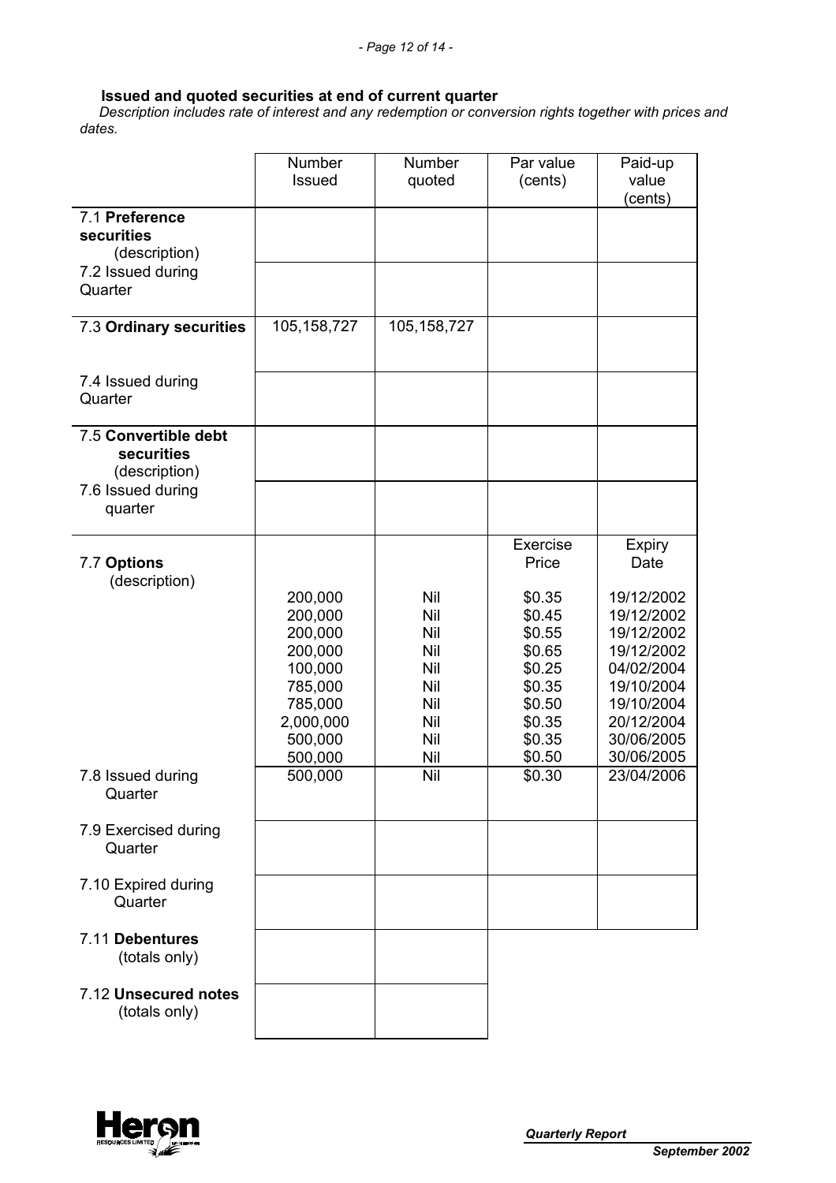### Issued and quoted securities at end of current quarter

*Description includes rate of interest and any redemption or conversion rights together with prices and dates.*

| | Number Issued | Number quoted | Par value (cents) | Paid-up value (cents) |
|---|---|---|---|---|
| 7.1 **Preference securities** (description) | | | | |
| 7.2 Issued during Quarter | | | | |
| 7.3 **Ordinary securities** | 105,158,727 | 105,158,727 | | |
| 7.4 Issued during Quarter | | | | |
| 7.5 **Convertible debt securities** (description) | | | | |
| 7.6 Issued during quarter | | | | |
| 7.7 **Options** (description) | | | Exercise Price | Expiry Date |
| | 200,000 | Nil | $0.35 | 19/12/2002 |
| | 200,000 | Nil | $0.45 | 19/12/2002 |
| | 200,000 | Nil | $0.55 | 19/12/2002 |
| | 200,000 | Nil | $0.65 | 19/12/2002 |
| | 100,000 | Nil | $0.25 | 04/02/2004 |
| | 785,000 | Nil | $0.35 | 19/10/2004 |
| | 785,000 | Nil | $0.50 | 19/10/2004 |
| | 2,000,000 | Nil | $0.35 | 20/12/2004 |
| | 500,000 | Nil | $0.35 | 30/06/2005 |
| | 500,000 | Nil | $0.50 | 30/06/2005 |
| 7.8 Issued during Quarter | 500,000 | Nil | $0.30 | 23/04/2006 |
| 7.9 Exercised during Quarter | | | | |
| 7.10 Expired during Quarter | | | | |
| 7.11 **Debentures** (totals only) | | | | |
| 7.12 **Unsecured notes** (totals only) | | | | |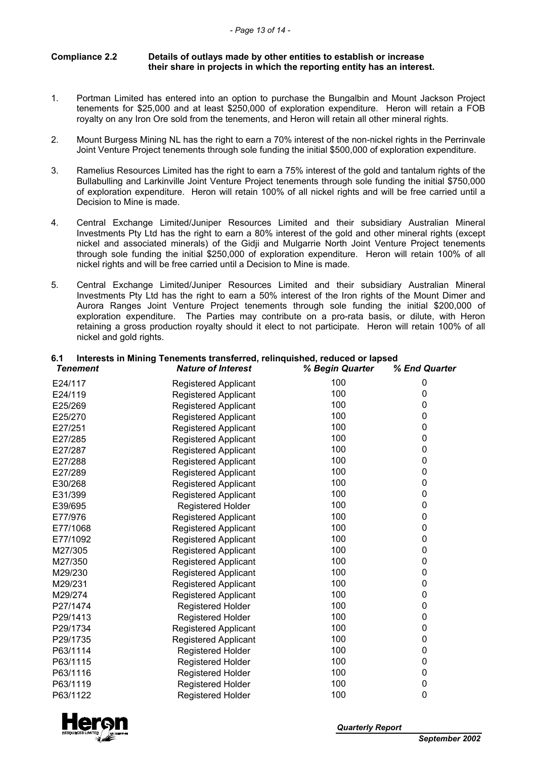**Compliance 2.2 Details of outlays made by other entities to establish or increase their share in projects in which the reporting entity has an interest.**

1. Portman Limited has entered into an option to purchase the Bungalbin and Mount Jackson Project tenements for $25,000 and at least $250,000 of exploration expenditure. Heron will retain a FOB royalty on any Iron Ore sold from the tenements, and Heron will retain all other mineral rights.

2. Mount Burgess Mining NL has the right to earn a 70% interest of the non-nickel rights in the Perrinvale Joint Venture Project tenements through sole funding the initial $500,000 of exploration expenditure.

3. Ramelius Resources Limited has the right to earn a 75% interest of the gold and tantalum rights of the Bullabulling and Larkinville Joint Venture Project tenements through sole funding the initial $750,000 of exploration expenditure. Heron will retain 100% of all nickel rights and will be free carried until a Decision to Mine is made.

4. Central Exchange Limited/Juniper Resources Limited and their subsidiary Australian Mineral Investments Pty Ltd has the right to earn a 80% interest of the gold and other mineral rights (except nickel and associated minerals) of the Gidji and Mulgarrie North Joint Venture Project tenements through sole funding the initial $250,000 of exploration expenditure. Heron will retain 100% of all nickel rights and will be free carried until a Decision to Mine is made.

5. Central Exchange Limited/Juniper Resources Limited and their subsidiary Australian Mineral Investments Pty Ltd has the right to earn a 50% interest of the Iron rights of the Mount Dimer and Aurora Ranges Joint Venture Project tenements through sole funding the initial $200,000 of exploration expenditure. The Parties may contribute on a pro-rata basis, or dilute, with Heron retaining a gross production royalty should it elect to not participate. Heron will retain 100% of all nickel and gold rights.

**6.1 Interests in Mining Tenements transferred, relinquished, reduced or lapsed**

| *Tenement* | *Nature of Interest* | *% Begin Quarter* | *% End Quarter* |
|---|---|---|---|
| E24/117 | Registered Applicant | 100 | 0 |
| E24/119 | Registered Applicant | 100 | 0 |
| E25/269 | Registered Applicant | 100 | 0 |
| E25/270 | Registered Applicant | 100 | 0 |
| E27/251 | Registered Applicant | 100 | 0 |
| E27/285 | Registered Applicant | 100 | 0 |
| E27/287 | Registered Applicant | 100 | 0 |
| E27/288 | Registered Applicant | 100 | 0 |
| E27/289 | Registered Applicant | 100 | 0 |
| E30/268 | Registered Applicant | 100 | 0 |
| E31/399 | Registered Applicant | 100 | 0 |
| E39/695 | Registered Holder | 100 | 0 |
| E77/976 | Registered Applicant | 100 | 0 |
| E77/1068 | Registered Applicant | 100 | 0 |
| E77/1092 | Registered Applicant | 100 | 0 |
| M27/305 | Registered Applicant | 100 | 0 |
| M27/350 | Registered Applicant | 100 | 0 |
| M29/230 | Registered Applicant | 100 | 0 |
| M29/231 | Registered Applicant | 100 | 0 |
| M29/274 | Registered Applicant | 100 | 0 |
| P27/1474 | Registered Holder | 100 | 0 |
| P29/1413 | Registered Holder | 100 | 0 |
| P29/1734 | Registered Applicant | 100 | 0 |
| P29/1735 | Registered Applicant | 100 | 0 |
| P63/1114 | Registered Holder | 100 | 0 |
| P63/1115 | Registered Holder | 100 | 0 |
| P63/1116 | Registered Holder | 100 | 0 |
| P63/1119 | Registered Holder | 100 | 0 |
| P63/1122 | Registered Holder | 100 | 0 |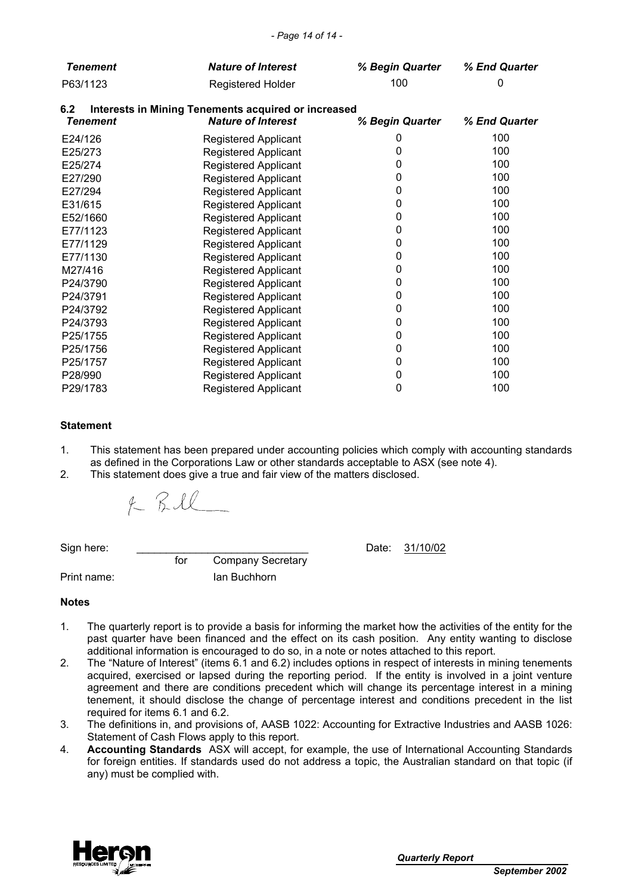| Tenement | Nature of Interest | % Begin Quarter | % End Quarter |
|---|---|---|---|
| P63/1123 | Registered Holder | 100 | 0 |

**6.2 Interests in Mining Tenements acquired or increased**

| Tenement | Nature of Interest | % Begin Quarter | % End Quarter |
|---|---|---|---|
| E24/126 | Registered Applicant | 0 | 100 |
| E25/273 | Registered Applicant | 0 | 100 |
| E25/274 | Registered Applicant | 0 | 100 |
| E27/290 | Registered Applicant | 0 | 100 |
| E27/294 | Registered Applicant | 0 | 100 |
| E31/615 | Registered Applicant | 0 | 100 |
| E52/1660 | Registered Applicant | 0 | 100 |
| E77/1123 | Registered Applicant | 0 | 100 |
| E77/1129 | Registered Applicant | 0 | 100 |
| E77/1130 | Registered Applicant | 0 | 100 |
| M27/416 | Registered Applicant | 0 | 100 |
| P24/3790 | Registered Applicant | 0 | 100 |
| P24/3791 | Registered Applicant | 0 | 100 |
| P24/3792 | Registered Applicant | 0 | 100 |
| P24/3793 | Registered Applicant | 0 | 100 |
| P25/1755 | Registered Applicant | 0 | 100 |
| P25/1756 | Registered Applicant | 0 | 100 |
| P25/1757 | Registered Applicant | 0 | 100 |
| P28/990 | Registered Applicant | 0 | 100 |
| P29/1783 | Registered Applicant | 0 | 100 |

**Statement**

1. This statement has been prepared under accounting policies which comply with accounting standards as defined in the Corporations Law or other standards acceptable to ASX (see note 4).
2. This statement does give a true and fair view of the matters disclosed.

Sign here: ______________________________ Date: 31/10/02
for Company Secretary

Print name: Ian Buchhorn

**Notes**

1. The quarterly report is to provide a basis for informing the market how the activities of the entity for the past quarter have been financed and the effect on its cash position. Any entity wanting to disclose additional information is encouraged to do so, in a note or notes attached to this report.
2. The "Nature of Interest" (items 6.1 and 6.2) includes options in respect of interests in mining tenements acquired, exercised or lapsed during the reporting period. If the entity is involved in a joint venture agreement and there are conditions precedent which will change its percentage interest in a mining tenement, it should disclose the change of percentage interest and conditions precedent in the list required for items 6.1 and 6.2.
3. The definitions in, and provisions of, AASB 1022: Accounting for Extractive Industries and AASB 1026: Statement of Cash Flows apply to this report.
4. **Accounting Standards** ASX will accept, for example, the use of International Accounting Standards for foreign entities. If standards used do not address a topic, the Australian standard on that topic (if any) must be complied with.